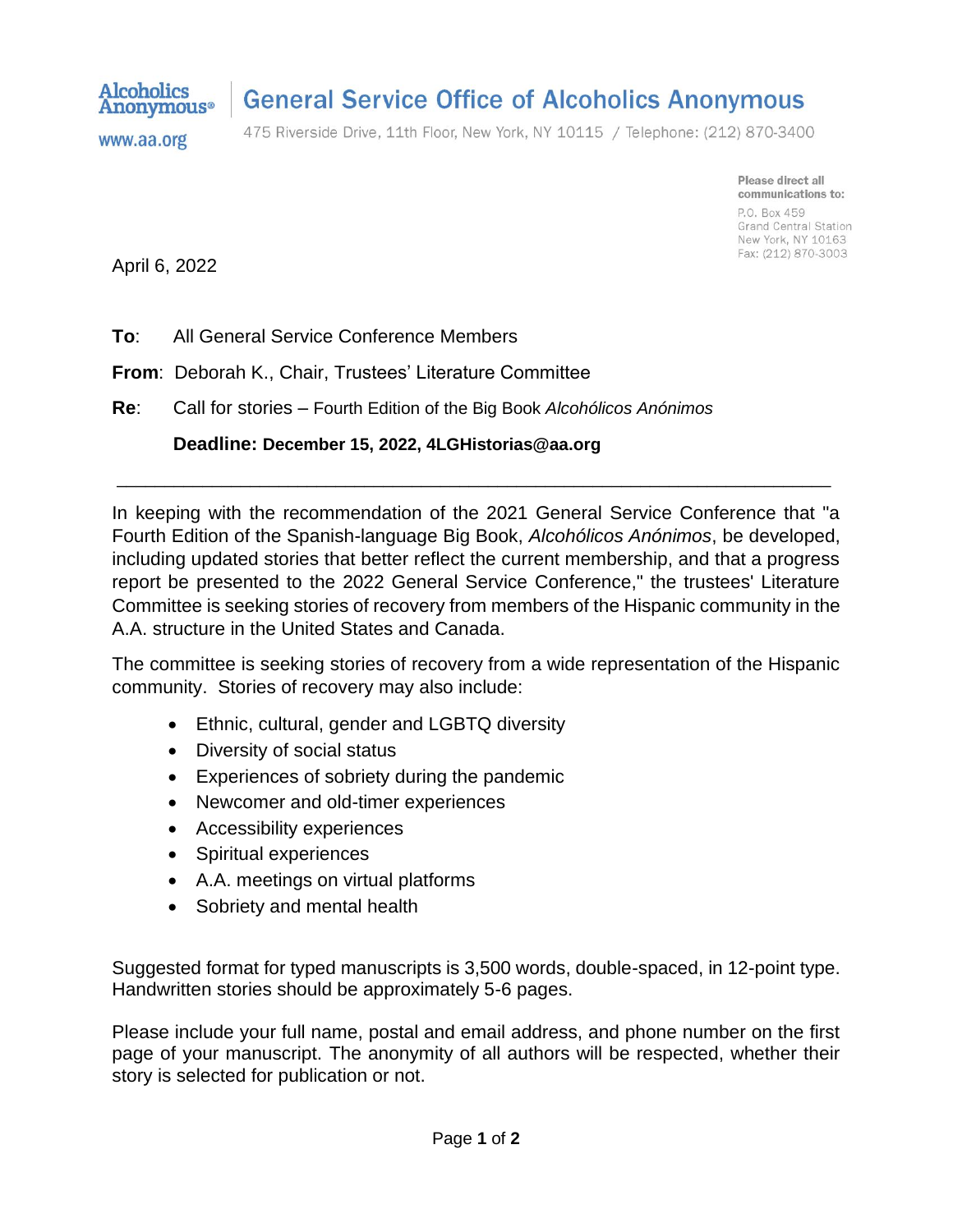Alcoholics Anonymous®

www.aa.org

# General Service Office of Alcoholics Anonymous

475 Riverside Drive, 11th Floor, New York, NY 10115 / Telephone: (212) 870-3400

**Please direct all communications to:**
P.O. Box 459
Grand Central Station
New York, NY 10163
Fax: (212) 870-3003

April 6, 2022

**To**: All General Service Conference Members

**From**: Deborah K., Chair, Trustees' Literature Committee

**Re**: Call for stories – Fourth Edition of the Big Book *Alcohólicos Anónimos*

**Deadline: December 15, 2022, 4LGHistorias@aa.org**

---

In keeping with the recommendation of the 2021 General Service Conference that "a Fourth Edition of the Spanish-language Big Book, *Alcohólicos Anónimos*, be developed, including updated stories that better reflect the current membership, and that a progress report be presented to the 2022 General Service Conference," the trustees' Literature Committee is seeking stories of recovery from members of the Hispanic community in the A.A. structure in the United States and Canada.

The committee is seeking stories of recovery from a wide representation of the Hispanic community. Stories of recovery may also include:

- Ethnic, cultural, gender and LGBTQ diversity
- Diversity of social status
- Experiences of sobriety during the pandemic
- Newcomer and old-timer experiences
- Accessibility experiences
- Spiritual experiences
- A.A. meetings on virtual platforms
- Sobriety and mental health

Suggested format for typed manuscripts is 3,500 words, double-spaced, in 12-point type. Handwritten stories should be approximately 5-6 pages.

Please include your full name, postal and email address, and phone number on the first page of your manuscript. The anonymity of all authors will be respected, whether their story is selected for publication or not.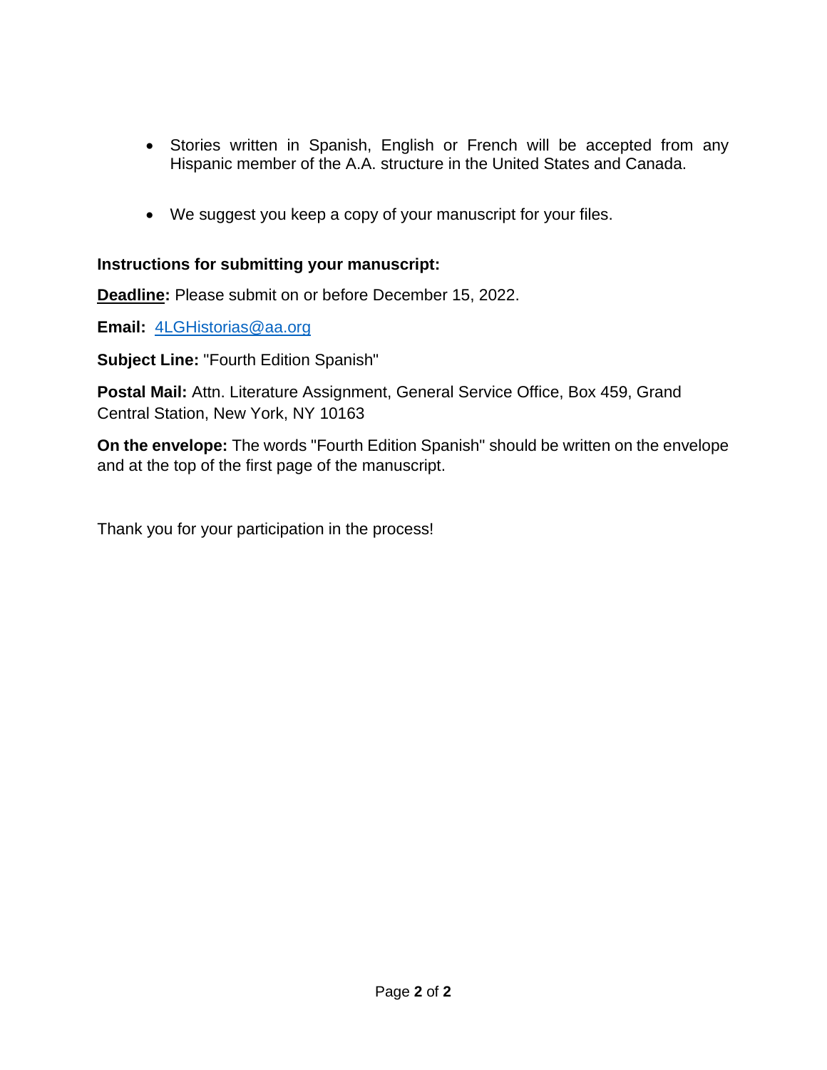- Stories written in Spanish, English or French will be accepted from any Hispanic member of the A.A. structure in the United States and Canada.

- We suggest you keep a copy of your manuscript for your files.

**Instructions for submitting your manuscript:**

**Deadline:** Please submit on or before December 15, 2022.

**Email:** 4LGHistorias@aa.org

**Subject Line:** "Fourth Edition Spanish"

**Postal Mail:** Attn. Literature Assignment, General Service Office, Box 459, Grand Central Station, New York, NY 10163

**On the envelope:** The words "Fourth Edition Spanish" should be written on the envelope and at the top of the first page of the manuscript.

Thank you for your participation in the process!